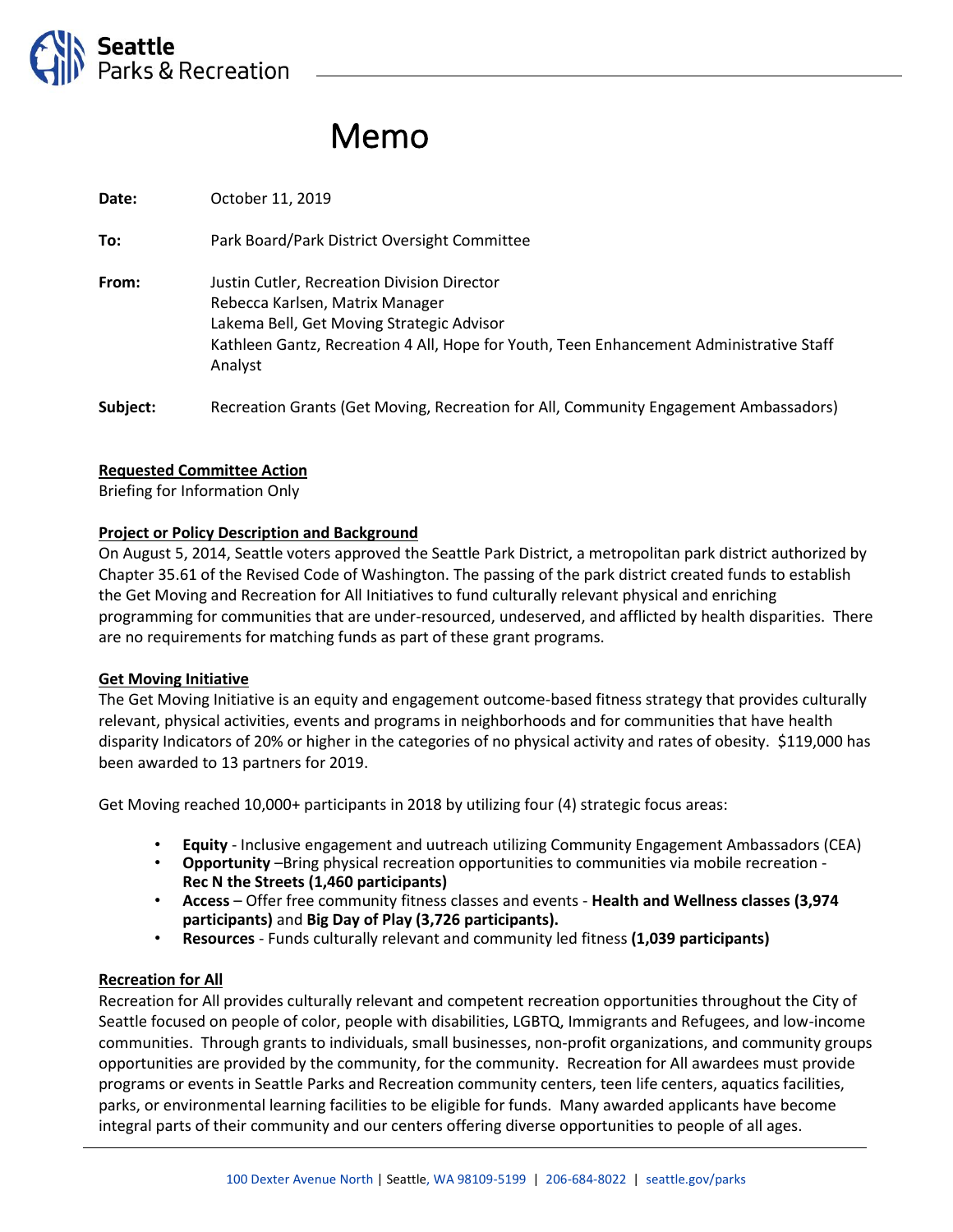Seattle Parks & Recreation

# Memo

**Date:** October 11, 2019

**To:** Park Board/Park District Oversight Committee

**From:** Justin Cutler, Recreation Division Director
Rebecca Karlsen, Matrix Manager
Lakema Bell, Get Moving Strategic Advisor
Kathleen Gantz, Recreation 4 All, Hope for Youth, Teen Enhancement Administrative Staff Analyst

**Subject:** Recreation Grants (Get Moving, Recreation for All, Community Engagement Ambassadors)

**Requested Committee Action**

Briefing for Information Only

**Project or Policy Description and Background**

On August 5, 2014, Seattle voters approved the Seattle Park District, a metropolitan park district authorized by Chapter 35.61 of the Revised Code of Washington. The passing of the park district created funds to establish the Get Moving and Recreation for All Initiatives to fund culturally relevant physical and enriching programming for communities that are under-resourced, undeserved, and afflicted by health disparities. There are no requirements for matching funds as part of these grant programs.

**Get Moving Initiative**

The Get Moving Initiative is an equity and engagement outcome-based fitness strategy that provides culturally relevant, physical activities, events and programs in neighborhoods and for communities that have health disparity Indicators of 20% or higher in the categories of no physical activity and rates of obesity. $119,000 has been awarded to 13 partners for 2019.

Get Moving reached 10,000+ participants in 2018 by utilizing four (4) strategic focus areas:

- **Equity** - Inclusive engagement and uutreach utilizing Community Engagement Ambassadors (CEA)
- **Opportunity** –Bring physical recreation opportunities to communities via mobile recreation - **Rec N the Streets (1,460 participants)**
- **Access** – Offer free community fitness classes and events - **Health and Wellness classes (3,974 participants)** and **Big Day of Play (3,726 participants).**
- **Resources** - Funds culturally relevant and community led fitness **(1,039 participants)**

**Recreation for All**

Recreation for All provides culturally relevant and competent recreation opportunities throughout the City of Seattle focused on people of color, people with disabilities, LGBTQ, Immigrants and Refugees, and low-income communities. Through grants to individuals, small businesses, non-profit organizations, and community groups opportunities are provided by the community, for the community. Recreation for All awardees must provide programs or events in Seattle Parks and Recreation community centers, teen life centers, aquatics facilities, parks, or environmental learning facilities to be eligible for funds. Many awarded applicants have become integral parts of their community and our centers offering diverse opportunities to people of all ages.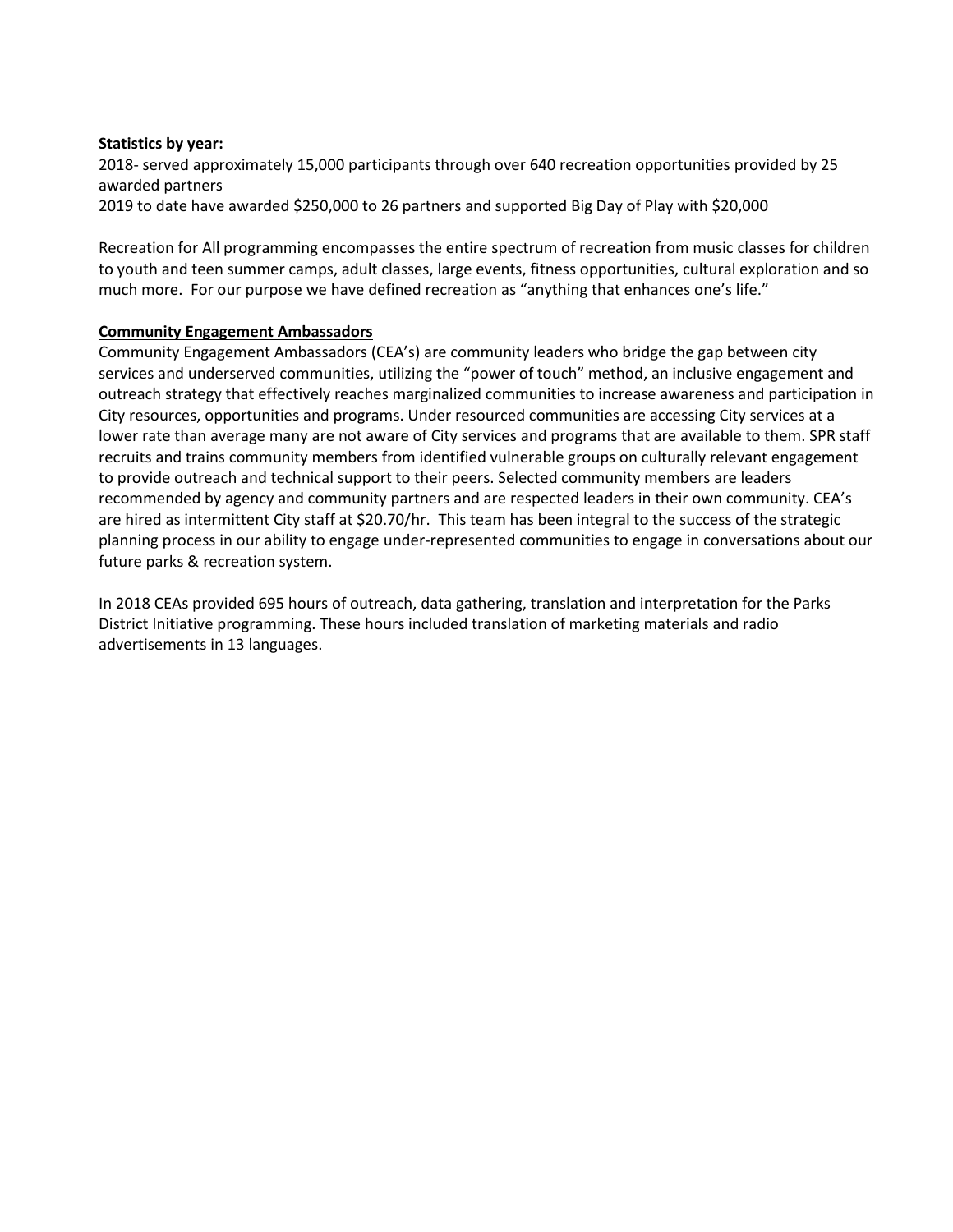**Statistics by year:**

2018- served approximately 15,000 participants through over 640 recreation opportunities provided by 25 awarded partners

2019 to date have awarded $250,000 to 26 partners and supported Big Day of Play with $20,000

Recreation for All programming encompasses the entire spectrum of recreation from music classes for children to youth and teen summer camps, adult classes, large events, fitness opportunities, cultural exploration and so much more. For our purpose we have defined recreation as "anything that enhances one's life."

**Community Engagement Ambassadors**

Community Engagement Ambassadors (CEA's) are community leaders who bridge the gap between city services and underserved communities, utilizing the "power of touch" method, an inclusive engagement and outreach strategy that effectively reaches marginalized communities to increase awareness and participation in City resources, opportunities and programs. Under resourced communities are accessing City services at a lower rate than average many are not aware of City services and programs that are available to them. SPR staff recruits and trains community members from identified vulnerable groups on culturally relevant engagement to provide outreach and technical support to their peers. Selected community members are leaders recommended by agency and community partners and are respected leaders in their own community. CEA's are hired as intermittent City staff at $20.70/hr. This team has been integral to the success of the strategic planning process in our ability to engage under-represented communities to engage in conversations about our future parks & recreation system.

In 2018 CEAs provided 695 hours of outreach, data gathering, translation and interpretation for the Parks District Initiative programming. These hours included translation of marketing materials and radio advertisements in 13 languages.